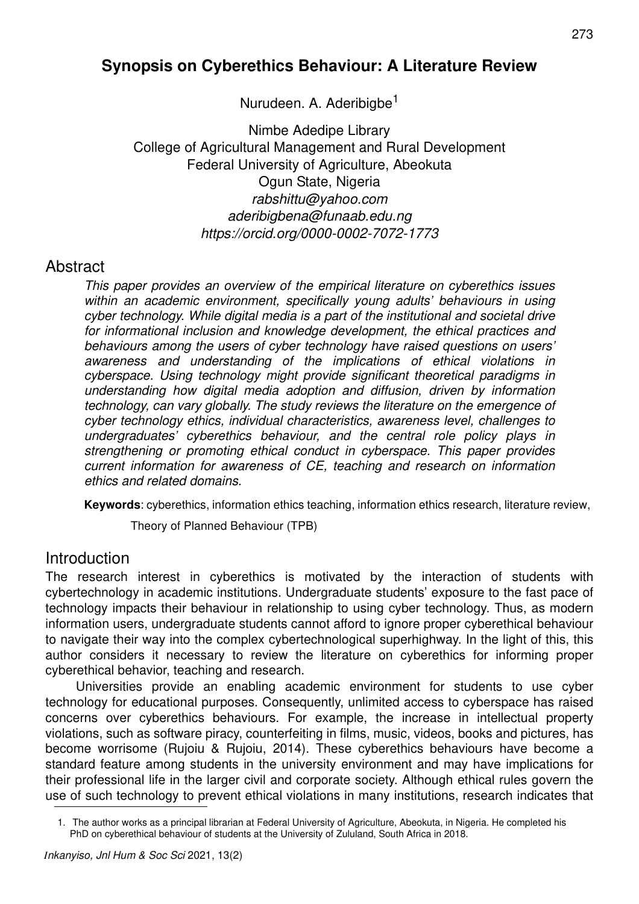# Synopsis on Cyberethics Behaviour: A Literature Review

Nurudeen. A. Aderibigbe[1]

Nimbe Adedipe Library
College of Agricultural Management and Rural Development
Federal University of Agriculture, Abeokuta
Ogun State, Nigeria
*rabshittu@yahoo.com*
*aderibigbena@funaab.edu.ng*
*https://orcid.org/0000-0002-7072-1773*

## Abstract

*This paper provides an overview of the empirical literature on cyberethics issues within an academic environment, specifically young adults' behaviours in using cyber technology. While digital media is a part of the institutional and societal drive for informational inclusion and knowledge development, the ethical practices and behaviours among the users of cyber technology have raised questions on users' awareness and understanding of the implications of ethical violations in cyberspace. Using technology might provide significant theoretical paradigms in understanding how digital media adoption and diffusion, driven by information technology, can vary globally. The study reviews the literature on the emergence of cyber technology ethics, individual characteristics, awareness level, challenges to undergraduates' cyberethics behaviour, and the central role policy plays in strengthening or promoting ethical conduct in cyberspace. This paper provides current information for awareness of CE, teaching and research on information ethics and related domains.*

**Keywords**: cyberethics, information ethics teaching, information ethics research, literature review, Theory of Planned Behaviour (TPB)

## Introduction

The research interest in cyberethics is motivated by the interaction of students with cybertechnology in academic institutions. Undergraduate students' exposure to the fast pace of technology impacts their behaviour in relationship to using cyber technology. Thus, as modern information users, undergraduate students cannot afford to ignore proper cyberethical behaviour to navigate their way into the complex cybertechnological superhighway. In the light of this, this author considers it necessary to review the literature on cyberethics for informing proper cyberethical behavior, teaching and research.

Universities provide an enabling academic environment for students to use cyber technology for educational purposes. Consequently, unlimited access to cyberspace has raised concerns over cyberethics behaviours. For example, the increase in intellectual property violations, such as software piracy, counterfeiting in films, music, videos, books and pictures, has become worrisome (Rujoiu & Rujoiu, 2014). These cyberethics behaviours have become a standard feature among students in the university environment and may have implications for their professional life in the larger civil and corporate society. Although ethical rules govern the use of such technology to prevent ethical violations in many institutions, research indicates that

1. The author works as a principal librarian at Federal University of Agriculture, Abeokuta, in Nigeria. He completed his PhD on cyberethical behaviour of students at the University of Zululand, South Africa in 2018.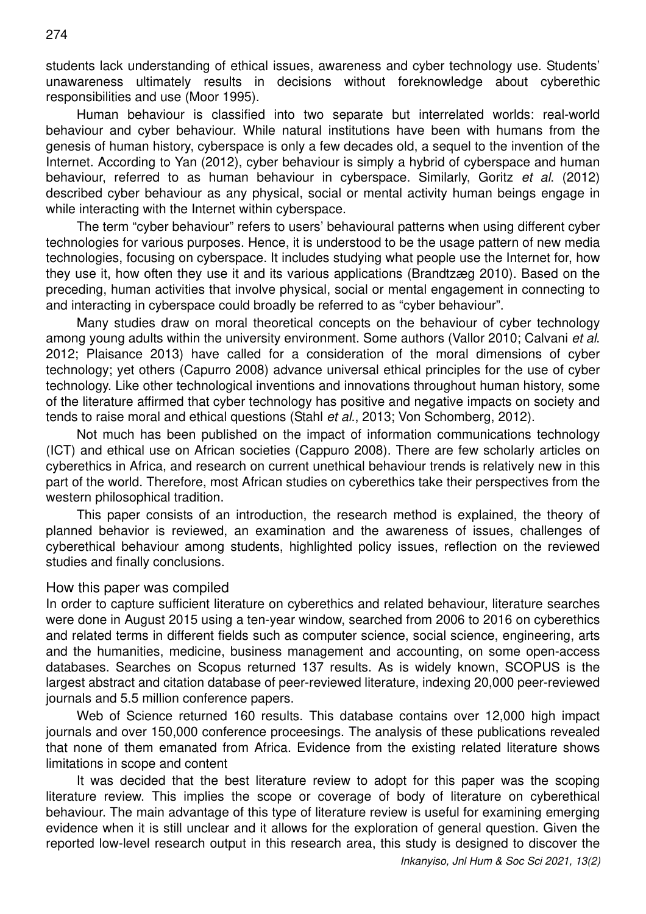students lack understanding of ethical issues, awareness and cyber technology use. Students' unawareness ultimately results in decisions without foreknowledge about cyberethic responsibilities and use (Moor 1995).

Human behaviour is classified into two separate but interrelated worlds: real-world behaviour and cyber behaviour. While natural institutions have been with humans from the genesis of human history, cyberspace is only a few decades old, a sequel to the invention of the Internet. According to Yan (2012), cyber behaviour is simply a hybrid of cyberspace and human behaviour, referred to as human behaviour in cyberspace. Similarly, Goritz *et al*. (2012) described cyber behaviour as any physical, social or mental activity human beings engage in while interacting with the Internet within cyberspace.

The term "cyber behaviour" refers to users' behavioural patterns when using different cyber technologies for various purposes. Hence, it is understood to be the usage pattern of new media technologies, focusing on cyberspace. It includes studying what people use the Internet for, how they use it, how often they use it and its various applications (Brandtzæg 2010). Based on the preceding, human activities that involve physical, social or mental engagement in connecting to and interacting in cyberspace could broadly be referred to as "cyber behaviour".

Many studies draw on moral theoretical concepts on the behaviour of cyber technology among young adults within the university environment. Some authors (Vallor 2010; Calvani *et al*. 2012; Plaisance 2013) have called for a consideration of the moral dimensions of cyber technology; yet others (Capurro 2008) advance universal ethical principles for the use of cyber technology. Like other technological inventions and innovations throughout human history, some of the literature affirmed that cyber technology has positive and negative impacts on society and tends to raise moral and ethical questions (Stahl *et al*., 2013; Von Schomberg, 2012).

Not much has been published on the impact of information communications technology (ICT) and ethical use on African societies (Cappuro 2008). There are few scholarly articles on cyberethics in Africa, and research on current unethical behaviour trends is relatively new in this part of the world. Therefore, most African studies on cyberethics take their perspectives from the western philosophical tradition.

This paper consists of an introduction, the research method is explained, the theory of planned behavior is reviewed, an examination and the awareness of issues, challenges of cyberethical behaviour among students, highlighted policy issues, reflection on the reviewed studies and finally conclusions.

## How this paper was compiled

In order to capture sufficient literature on cyberethics and related behaviour, literature searches were done in August 2015 using a ten-year window, searched from 2006 to 2016 on cyberethics and related terms in different fields such as computer science, social science, engineering, arts and the humanities, medicine, business management and accounting, on some open-access databases. Searches on Scopus returned 137 results. As is widely known, SCOPUS is the largest abstract and citation database of peer-reviewed literature, indexing 20,000 peer-reviewed journals and 5.5 million conference papers.

Web of Science returned 160 results. This database contains over 12,000 high impact journals and over 150,000 conference proceesings. The analysis of these publications revealed that none of them emanated from Africa. Evidence from the existing related literature shows limitations in scope and content

It was decided that the best literature review to adopt for this paper was the scoping literature review. This implies the scope or coverage of body of literature on cyberethical behaviour. The main advantage of this type of literature review is useful for examining emerging evidence when it is still unclear and it allows for the exploration of general question. Given the reported low-level research output in this research area, this study is designed to discover the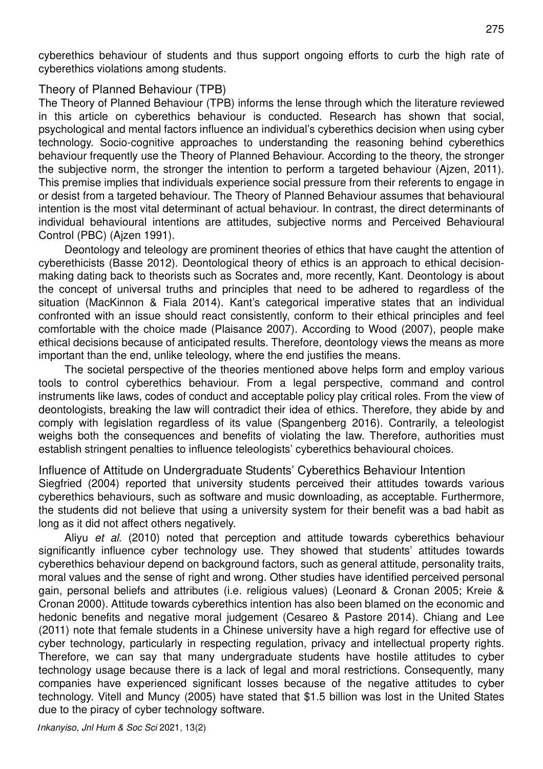cyberethics behaviour of students and thus support ongoing efforts to curb the high rate of cyberethics violations among students.

## Theory of Planned Behaviour (TPB)

The Theory of Planned Behaviour (TPB) informs the lense through which the literature reviewed in this article on cyberethics behaviour is conducted. Research has shown that social, psychological and mental factors influence an individual's cyberethics decision when using cyber technology. Socio-cognitive approaches to understanding the reasoning behind cyberethics behaviour frequently use the Theory of Planned Behaviour. According to the theory, the stronger the subjective norm, the stronger the intention to perform a targeted behaviour (Ajzen, 2011). This premise implies that individuals experience social pressure from their referents to engage in or desist from a targeted behaviour. The Theory of Planned Behaviour assumes that behavioural intention is the most vital determinant of actual behaviour. In contrast, the direct determinants of individual behavioural intentions are attitudes, subjective norms and Perceived Behavioural Control (PBC) (Ajzen 1991).

Deontology and teleology are prominent theories of ethics that have caught the attention of cyberethicists (Basse 2012). Deontological theory of ethics is an approach to ethical decision-making dating back to theorists such as Socrates and, more recently, Kant. Deontology is about the concept of universal truths and principles that need to be adhered to regardless of the situation (MacKinnon & Fiala 2014). Kant's categorical imperative states that an individual confronted with an issue should react consistently, conform to their ethical principles and feel comfortable with the choice made (Plaisance 2007). According to Wood (2007), people make ethical decisions because of anticipated results. Therefore, deontology views the means as more important than the end, unlike teleology, where the end justifies the means.

The societal perspective of the theories mentioned above helps form and employ various tools to control cyberethics behaviour. From a legal perspective, command and control instruments like laws, codes of conduct and acceptable policy play critical roles. From the view of deontologists, breaking the law will contradict their idea of ethics. Therefore, they abide by and comply with legislation regardless of its value (Spangenberg 2016). Contrarily, a teleologist weighs both the consequences and benefits of violating the law. Therefore, authorities must establish stringent penalties to influence teleologists' cyberethics behavioural choices.

## Influence of Attitude on Undergraduate Students' Cyberethics Behaviour Intention

Siegfried (2004) reported that university students perceived their attitudes towards various cyberethics behaviours, such as software and music downloading, as acceptable. Furthermore, the students did not believe that using a university system for their benefit was a bad habit as long as it did not affect others negatively.

Aliyu *et al*. (2010) noted that perception and attitude towards cyberethics behaviour significantly influence cyber technology use. They showed that students' attitudes towards cyberethics behaviour depend on background factors, such as general attitude, personality traits, moral values and the sense of right and wrong. Other studies have identified perceived personal gain, personal beliefs and attributes (i.e. religious values) (Leonard & Cronan 2005; Kreie & Cronan 2000). Attitude towards cyberethics intention has also been blamed on the economic and hedonic benefits and negative moral judgement (Cesareo & Pastore 2014). Chiang and Lee (2011) note that female students in a Chinese university have a high regard for effective use of cyber technology, particularly in respecting regulation, privacy and intellectual property rights. Therefore, we can say that many undergraduate students have hostile attitudes to cyber technology usage because there is a lack of legal and moral restrictions. Consequently, many companies have experienced significant losses because of the negative attitudes to cyber technology. Vitell and Muncy (2005) have stated that $1.5 billion was lost in the United States due to the piracy of cyber technology software.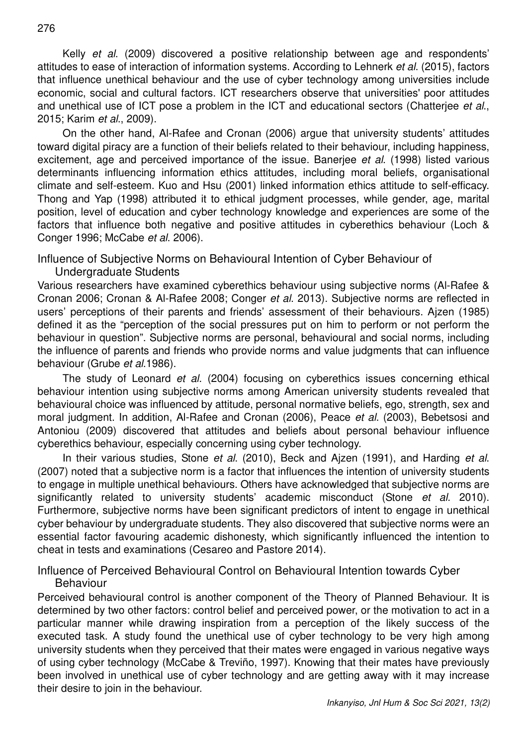Kelly *et al.* (2009) discovered a positive relationship between age and respondents' attitudes to ease of interaction of information systems. According to Lehnerk *et al.* (2015), factors that influence unethical behaviour and the use of cyber technology among universities include economic, social and cultural factors. ICT researchers observe that universities' poor attitudes and unethical use of ICT pose a problem in the ICT and educational sectors (Chatterjee *et al.*, 2015; Karim *et al.*, 2009).

On the other hand, Al-Rafee and Cronan (2006) argue that university students' attitudes toward digital piracy are a function of their beliefs related to their behaviour, including happiness, excitement, age and perceived importance of the issue. Banerjee *et al.* (1998) listed various determinants influencing information ethics attitudes, including moral beliefs, organisational climate and self-esteem. Kuo and Hsu (2001) linked information ethics attitude to self-efficacy. Thong and Yap (1998) attributed it to ethical judgment processes, while gender, age, marital position, level of education and cyber technology knowledge and experiences are some of the factors that influence both negative and positive attitudes in cyberethics behaviour (Loch & Conger 1996; McCabe *et al.* 2006).

## Influence of Subjective Norms on Behavioural Intention of Cyber Behaviour of Undergraduate Students

Various researchers have examined cyberethics behaviour using subjective norms (Al-Rafee & Cronan 2006; Cronan & Al-Rafee 2008; Conger *et al.* 2013). Subjective norms are reflected in users' perceptions of their parents and friends' assessment of their behaviours. Ajzen (1985) defined it as the "perception of the social pressures put on him to perform or not perform the behaviour in question". Subjective norms are personal, behavioural and social norms, including the influence of parents and friends who provide norms and value judgments that can influence behaviour (Grube *et al.*1986).

The study of Leonard *et al.* (2004) focusing on cyberethics issues concerning ethical behaviour intention using subjective norms among American university students revealed that behavioural choice was influenced by attitude, personal normative beliefs, ego, strength, sex and moral judgment. In addition, Al-Rafee and Cronan (2006), Peace *et al.* (2003), Bebetsosi and Antoniou (2009) discovered that attitudes and beliefs about personal behaviour influence cyberethics behaviour, especially concerning using cyber technology.

In their various studies, Stone *et al.* (2010), Beck and Ajzen (1991), and Harding *et al.* (2007) noted that a subjective norm is a factor that influences the intention of university students to engage in multiple unethical behaviours. Others have acknowledged that subjective norms are significantly related to university students' academic misconduct (Stone *et al.* 2010). Furthermore, subjective norms have been significant predictors of intent to engage in unethical cyber behaviour by undergraduate students. They also discovered that subjective norms were an essential factor favouring academic dishonesty, which significantly influenced the intention to cheat in tests and examinations (Cesareo and Pastore 2014).

## Influence of Perceived Behavioural Control on Behavioural Intention towards Cyber Behaviour

Perceived behavioural control is another component of the Theory of Planned Behaviour. It is determined by two other factors: control belief and perceived power, or the motivation to act in a particular manner while drawing inspiration from a perception of the likely success of the executed task. A study found the unethical use of cyber technology to be very high among university students when they perceived that their mates were engaged in various negative ways of using cyber technology (McCabe & Treviño, 1997). Knowing that their mates have previously been involved in unethical use of cyber technology and are getting away with it may increase their desire to join in the behaviour.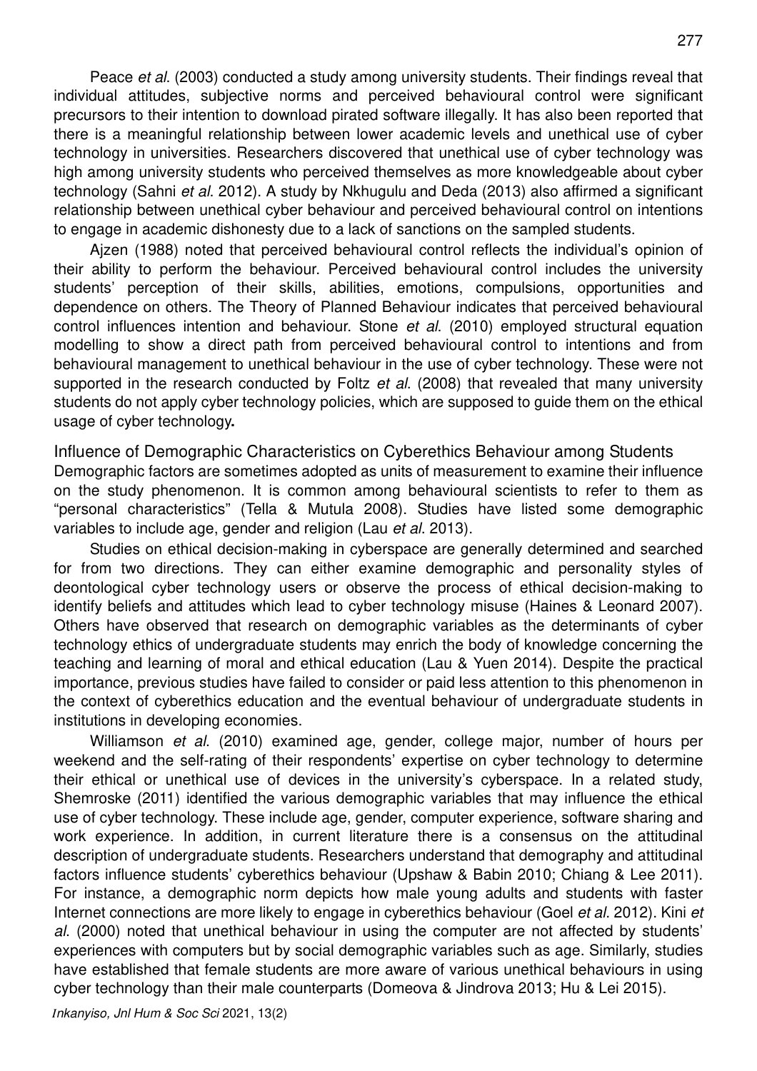Peace *et al*. (2003) conducted a study among university students. Their findings reveal that individual attitudes, subjective norms and perceived behavioural control were significant precursors to their intention to download pirated software illegally. It has also been reported that there is a meaningful relationship between lower academic levels and unethical use of cyber technology in universities. Researchers discovered that unethical use of cyber technology was high among university students who perceived themselves as more knowledgeable about cyber technology (Sahni *et al*. 2012). A study by Nkhugulu and Deda (2013) also affirmed a significant relationship between unethical cyber behaviour and perceived behavioural control on intentions to engage in academic dishonesty due to a lack of sanctions on the sampled students.

Ajzen (1988) noted that perceived behavioural control reflects the individual's opinion of their ability to perform the behaviour. Perceived behavioural control includes the university students' perception of their skills, abilities, emotions, compulsions, opportunities and dependence on others. The Theory of Planned Behaviour indicates that perceived behavioural control influences intention and behaviour. Stone *et al*. (2010) employed structural equation modelling to show a direct path from perceived behavioural control to intentions and from behavioural management to unethical behaviour in the use of cyber technology. These were not supported in the research conducted by Foltz *et al*. (2008) that revealed that many university students do not apply cyber technology policies, which are supposed to guide them on the ethical usage of cyber technology**.**

## Influence of Demographic Characteristics on Cyberethics Behaviour among Students

Demographic factors are sometimes adopted as units of measurement to examine their influence on the study phenomenon. It is common among behavioural scientists to refer to them as "personal characteristics" (Tella & Mutula 2008). Studies have listed some demographic variables to include age, gender and religion (Lau *et al*. 2013).

Studies on ethical decision-making in cyberspace are generally determined and searched for from two directions. They can either examine demographic and personality styles of deontological cyber technology users or observe the process of ethical decision-making to identify beliefs and attitudes which lead to cyber technology misuse (Haines & Leonard 2007). Others have observed that research on demographic variables as the determinants of cyber technology ethics of undergraduate students may enrich the body of knowledge concerning the teaching and learning of moral and ethical education (Lau & Yuen 2014). Despite the practical importance, previous studies have failed to consider or paid less attention to this phenomenon in the context of cyberethics education and the eventual behaviour of undergraduate students in institutions in developing economies.

Williamson *et al*. (2010) examined age, gender, college major, number of hours per weekend and the self-rating of their respondents' expertise on cyber technology to determine their ethical or unethical use of devices in the university's cyberspace. In a related study, Shemroske (2011) identified the various demographic variables that may influence the ethical use of cyber technology. These include age, gender, computer experience, software sharing and work experience. In addition, in current literature there is a consensus on the attitudinal description of undergraduate students. Researchers understand that demography and attitudinal factors influence students' cyberethics behaviour (Upshaw & Babin 2010; Chiang & Lee 2011). For instance, a demographic norm depicts how male young adults and students with faster Internet connections are more likely to engage in cyberethics behaviour (Goel *et al*. 2012). Kini *et al*. (2000) noted that unethical behaviour in using the computer are not affected by students' experiences with computers but by social demographic variables such as age. Similarly, studies have established that female students are more aware of various unethical behaviours in using cyber technology than their male counterparts (Domeova & Jindrova 2013; Hu & Lei 2015).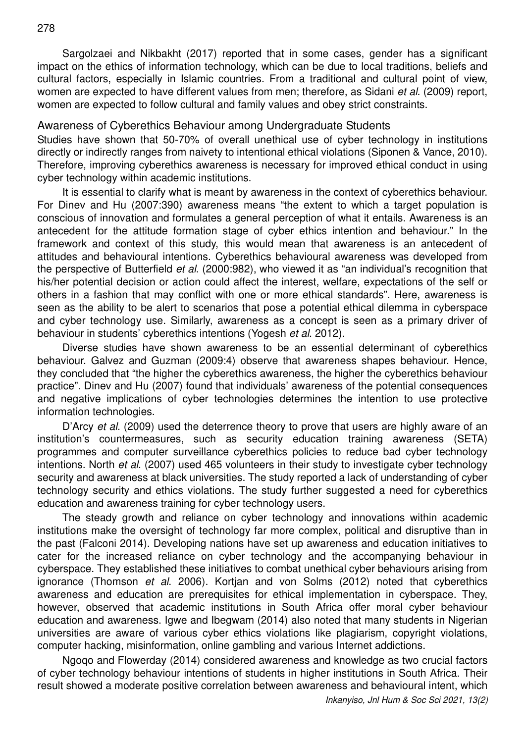Sargolzaei and Nikbakht (2017) reported that in some cases, gender has a significant impact on the ethics of information technology, which can be due to local traditions, beliefs and cultural factors, especially in Islamic countries. From a traditional and cultural point of view, women are expected to have different values from men; therefore, as Sidani *et al*. (2009) report, women are expected to follow cultural and family values and obey strict constraints.

## Awareness of Cyberethics Behaviour among Undergraduate Students

Studies have shown that 50-70% of overall unethical use of cyber technology in institutions directly or indirectly ranges from naivety to intentional ethical violations (Siponen & Vance, 2010). Therefore, improving cyberethics awareness is necessary for improved ethical conduct in using cyber technology within academic institutions.

It is essential to clarify what is meant by awareness in the context of cyberethics behaviour. For Dinev and Hu (2007:390) awareness means "the extent to which a target population is conscious of innovation and formulates a general perception of what it entails. Awareness is an antecedent for the attitude formation stage of cyber ethics intention and behaviour." In the framework and context of this study, this would mean that awareness is an antecedent of attitudes and behavioural intentions. Cyberethics behavioural awareness was developed from the perspective of Butterfield *et al*. (2000:982), who viewed it as "an individual's recognition that his/her potential decision or action could affect the interest, welfare, expectations of the self or others in a fashion that may conflict with one or more ethical standards". Here, awareness is seen as the ability to be alert to scenarios that pose a potential ethical dilemma in cyberspace and cyber technology use. Similarly, awareness as a concept is seen as a primary driver of behaviour in students' cyberethics intentions (Yogesh *et al*. 2012).

Diverse studies have shown awareness to be an essential determinant of cyberethics behaviour. Galvez and Guzman (2009:4) observe that awareness shapes behaviour. Hence, they concluded that "the higher the cyberethics awareness, the higher the cyberethics behaviour practice". Dinev and Hu (2007) found that individuals' awareness of the potential consequences and negative implications of cyber technologies determines the intention to use protective information technologies.

D'Arcy *et al*. (2009) used the deterrence theory to prove that users are highly aware of an institution's countermeasures, such as security education training awareness (SETA) programmes and computer surveillance cyberethics policies to reduce bad cyber technology intentions. North *et al*. (2007) used 465 volunteers in their study to investigate cyber technology security and awareness at black universities. The study reported a lack of understanding of cyber technology security and ethics violations. The study further suggested a need for cyberethics education and awareness training for cyber technology users.

The steady growth and reliance on cyber technology and innovations within academic institutions make the oversight of technology far more complex, political and disruptive than in the past (Falconi 2014). Developing nations have set up awareness and education initiatives to cater for the increased reliance on cyber technology and the accompanying behaviour in cyberspace. They established these initiatives to combat unethical cyber behaviours arising from ignorance (Thomson *et al*. 2006). Kortjan and von Solms (2012) noted that cyberethics awareness and education are prerequisites for ethical implementation in cyberspace. They, however, observed that academic institutions in South Africa offer moral cyber behaviour education and awareness. Igwe and Ibegwam (2014) also noted that many students in Nigerian universities are aware of various cyber ethics violations like plagiarism, copyright violations, computer hacking, misinformation, online gambling and various Internet addictions.

Ngoqo and Flowerday (2014) considered awareness and knowledge as two crucial factors of cyber technology behaviour intentions of students in higher institutions in South Africa. Their result showed a moderate positive correlation between awareness and behavioural intent, which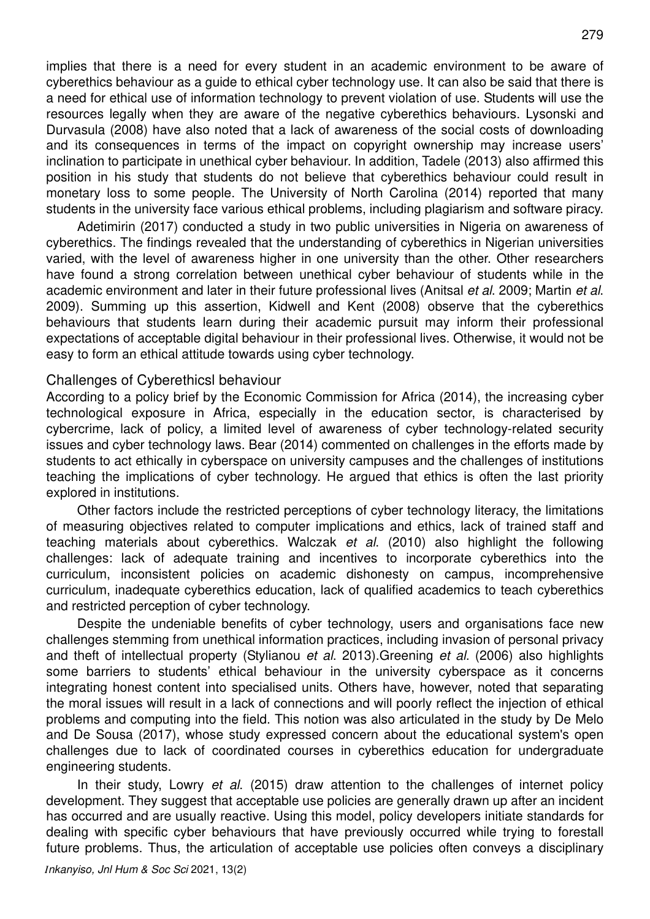implies that there is a need for every student in an academic environment to be aware of cyberethics behaviour as a guide to ethical cyber technology use. It can also be said that there is a need for ethical use of information technology to prevent violation of use. Students will use the resources legally when they are aware of the negative cyberethics behaviours. Lysonski and Durvasula (2008) have also noted that a lack of awareness of the social costs of downloading and its consequences in terms of the impact on copyright ownership may increase users' inclination to participate in unethical cyber behaviour. In addition, Tadele (2013) also affirmed this position in his study that students do not believe that cyberethics behaviour could result in monetary loss to some people. The University of North Carolina (2014) reported that many students in the university face various ethical problems, including plagiarism and software piracy.

Adetimirin (2017) conducted a study in two public universities in Nigeria on awareness of cyberethics. The findings revealed that the understanding of cyberethics in Nigerian universities varied, with the level of awareness higher in one university than the other. Other researchers have found a strong correlation between unethical cyber behaviour of students while in the academic environment and later in their future professional lives (Anitsal *et al*. 2009; Martin *et al*. 2009). Summing up this assertion, Kidwell and Kent (2008) observe that the cyberethics behaviours that students learn during their academic pursuit may inform their professional expectations of acceptable digital behaviour in their professional lives. Otherwise, it would not be easy to form an ethical attitude towards using cyber technology.

## Challenges of Cyberethicsl behaviour

According to a policy brief by the Economic Commission for Africa (2014), the increasing cyber technological exposure in Africa, especially in the education sector, is characterised by cybercrime, lack of policy, a limited level of awareness of cyber technology-related security issues and cyber technology laws. Bear (2014) commented on challenges in the efforts made by students to act ethically in cyberspace on university campuses and the challenges of institutions teaching the implications of cyber technology. He argued that ethics is often the last priority explored in institutions.

Other factors include the restricted perceptions of cyber technology literacy, the limitations of measuring objectives related to computer implications and ethics, lack of trained staff and teaching materials about cyberethics. Walczak *et al*. (2010) also highlight the following challenges: lack of adequate training and incentives to incorporate cyberethics into the curriculum, inconsistent policies on academic dishonesty on campus, incomprehensive curriculum, inadequate cyberethics education, lack of qualified academics to teach cyberethics and restricted perception of cyber technology.

Despite the undeniable benefits of cyber technology, users and organisations face new challenges stemming from unethical information practices, including invasion of personal privacy and theft of intellectual property (Stylianou *et al*. 2013).Greening *et al*. (2006) also highlights some barriers to students' ethical behaviour in the university cyberspace as it concerns integrating honest content into specialised units. Others have, however, noted that separating the moral issues will result in a lack of connections and will poorly reflect the injection of ethical problems and computing into the field. This notion was also articulated in the study by De Melo and De Sousa (2017), whose study expressed concern about the educational system's open challenges due to lack of coordinated courses in cyberethics education for undergraduate engineering students.

In their study, Lowry *et al*. (2015) draw attention to the challenges of internet policy development. They suggest that acceptable use policies are generally drawn up after an incident has occurred and are usually reactive. Using this model, policy developers initiate standards for dealing with specific cyber behaviours that have previously occurred while trying to forestall future problems. Thus, the articulation of acceptable use policies often conveys a disciplinary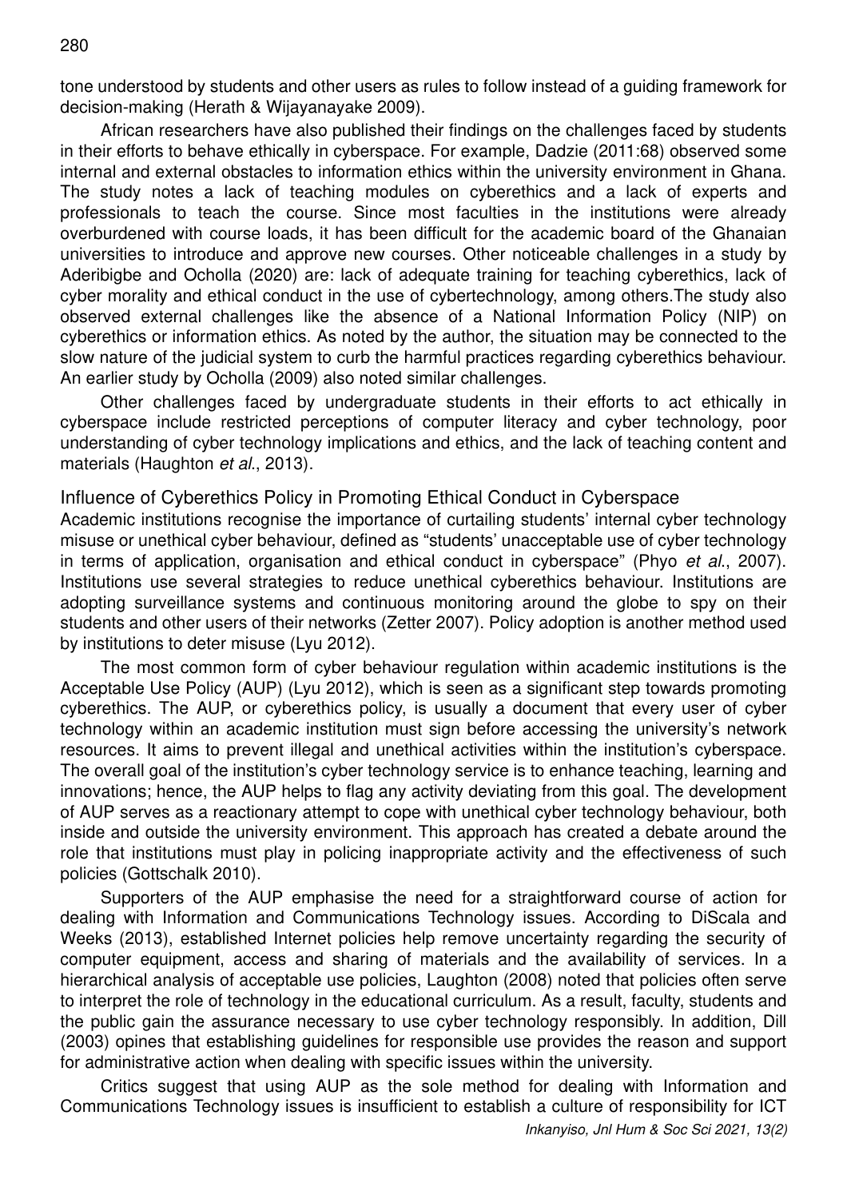tone understood by students and other users as rules to follow instead of a guiding framework for decision-making (Herath & Wijayanayake 2009).

African researchers have also published their findings on the challenges faced by students in their efforts to behave ethically in cyberspace. For example, Dadzie (2011:68) observed some internal and external obstacles to information ethics within the university environment in Ghana. The study notes a lack of teaching modules on cyberethics and a lack of experts and professionals to teach the course. Since most faculties in the institutions were already overburdened with course loads, it has been difficult for the academic board of the Ghanaian universities to introduce and approve new courses. Other noticeable challenges in a study by Aderibigbe and Ocholla (2020) are: lack of adequate training for teaching cyberethics, lack of cyber morality and ethical conduct in the use of cybertechnology, among others.The study also observed external challenges like the absence of a National Information Policy (NIP) on cyberethics or information ethics. As noted by the author, the situation may be connected to the slow nature of the judicial system to curb the harmful practices regarding cyberethics behaviour. An earlier study by Ocholla (2009) also noted similar challenges.

Other challenges faced by undergraduate students in their efforts to act ethically in cyberspace include restricted perceptions of computer literacy and cyber technology, poor understanding of cyber technology implications and ethics, and the lack of teaching content and materials (Haughton *et al*., 2013).

## Influence of Cyberethics Policy in Promoting Ethical Conduct in Cyberspace

Academic institutions recognise the importance of curtailing students' internal cyber technology misuse or unethical cyber behaviour, defined as "students' unacceptable use of cyber technology in terms of application, organisation and ethical conduct in cyberspace" (Phyo *et al*., 2007). Institutions use several strategies to reduce unethical cyberethics behaviour. Institutions are adopting surveillance systems and continuous monitoring around the globe to spy on their students and other users of their networks (Zetter 2007). Policy adoption is another method used by institutions to deter misuse (Lyu 2012).

The most common form of cyber behaviour regulation within academic institutions is the Acceptable Use Policy (AUP) (Lyu 2012), which is seen as a significant step towards promoting cyberethics. The AUP, or cyberethics policy, is usually a document that every user of cyber technology within an academic institution must sign before accessing the university's network resources. It aims to prevent illegal and unethical activities within the institution's cyberspace. The overall goal of the institution's cyber technology service is to enhance teaching, learning and innovations; hence, the AUP helps to flag any activity deviating from this goal. The development of AUP serves as a reactionary attempt to cope with unethical cyber technology behaviour, both inside and outside the university environment. This approach has created a debate around the role that institutions must play in policing inappropriate activity and the effectiveness of such policies (Gottschalk 2010).

Supporters of the AUP emphasise the need for a straightforward course of action for dealing with Information and Communications Technology issues. According to DiScala and Weeks (2013), established Internet policies help remove uncertainty regarding the security of computer equipment, access and sharing of materials and the availability of services. In a hierarchical analysis of acceptable use policies, Laughton (2008) noted that policies often serve to interpret the role of technology in the educational curriculum. As a result, faculty, students and the public gain the assurance necessary to use cyber technology responsibly. In addition, Dill (2003) opines that establishing guidelines for responsible use provides the reason and support for administrative action when dealing with specific issues within the university.

Critics suggest that using AUP as the sole method for dealing with Information and Communications Technology issues is insufficient to establish a culture of responsibility for ICT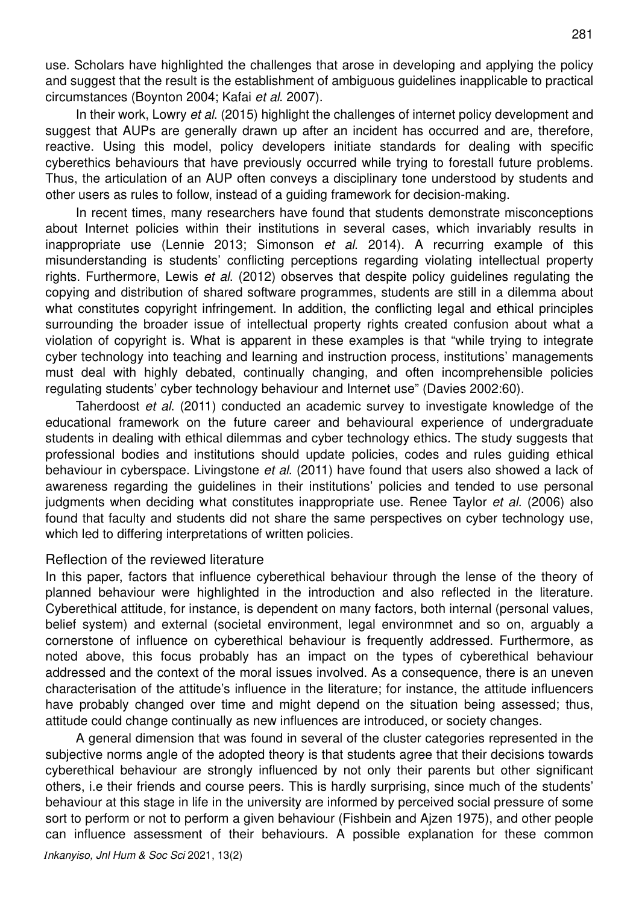use. Scholars have highlighted the challenges that arose in developing and applying the policy and suggest that the result is the establishment of ambiguous guidelines inapplicable to practical circumstances (Boynton 2004; Kafai *et al*. 2007).

In their work, Lowry *et al*. (2015) highlight the challenges of internet policy development and suggest that AUPs are generally drawn up after an incident has occurred and are, therefore, reactive. Using this model, policy developers initiate standards for dealing with specific cyberethics behaviours that have previously occurred while trying to forestall future problems. Thus, the articulation of an AUP often conveys a disciplinary tone understood by students and other users as rules to follow, instead of a guiding framework for decision-making.

In recent times, many researchers have found that students demonstrate misconceptions about Internet policies within their institutions in several cases, which invariably results in inappropriate use (Lennie 2013; Simonson *et al*. 2014). A recurring example of this misunderstanding is students' conflicting perceptions regarding violating intellectual property rights. Furthermore, Lewis *et al*. (2012) observes that despite policy guidelines regulating the copying and distribution of shared software programmes, students are still in a dilemma about what constitutes copyright infringement. In addition, the conflicting legal and ethical principles surrounding the broader issue of intellectual property rights created confusion about what a violation of copyright is. What is apparent in these examples is that "while trying to integrate cyber technology into teaching and learning and instruction process, institutions' managements must deal with highly debated, continually changing, and often incomprehensible policies regulating students' cyber technology behaviour and Internet use" (Davies 2002:60).

Taherdoost *et al*. (2011) conducted an academic survey to investigate knowledge of the educational framework on the future career and behavioural experience of undergraduate students in dealing with ethical dilemmas and cyber technology ethics. The study suggests that professional bodies and institutions should update policies, codes and rules guiding ethical behaviour in cyberspace. Livingstone *et al*. (2011) have found that users also showed a lack of awareness regarding the guidelines in their institutions' policies and tended to use personal judgments when deciding what constitutes inappropriate use. Renee Taylor *et al*. (2006) also found that faculty and students did not share the same perspectives on cyber technology use, which led to differing interpretations of written policies.

## Reflection of the reviewed literature

In this paper, factors that influence cyberethical behaviour through the lense of the theory of planned behaviour were highlighted in the introduction and also reflected in the literature. Cyberethical attitude, for instance, is dependent on many factors, both internal (personal values, belief system) and external (societal environment, legal environmnet and so on, arguably a cornerstone of influence on cyberethical behaviour is frequently addressed. Furthermore, as noted above, this focus probably has an impact on the types of cyberethical behaviour addressed and the context of the moral issues involved. As a consequence, there is an uneven characterisation of the attitude's influence in the literature; for instance, the attitude influencers have probably changed over time and might depend on the situation being assessed; thus, attitude could change continually as new influences are introduced, or society changes.

A general dimension that was found in several of the cluster categories represented in the subjective norms angle of the adopted theory is that students agree that their decisions towards cyberethical behaviour are strongly influenced by not only their parents but other significant others, i.e their friends and course peers. This is hardly surprising, since much of the students' behaviour at this stage in life in the university are informed by perceived social pressure of some sort to perform or not to perform a given behaviour (Fishbein and Ajzen 1975), and other people can influence assessment of their behaviours. A possible explanation for these common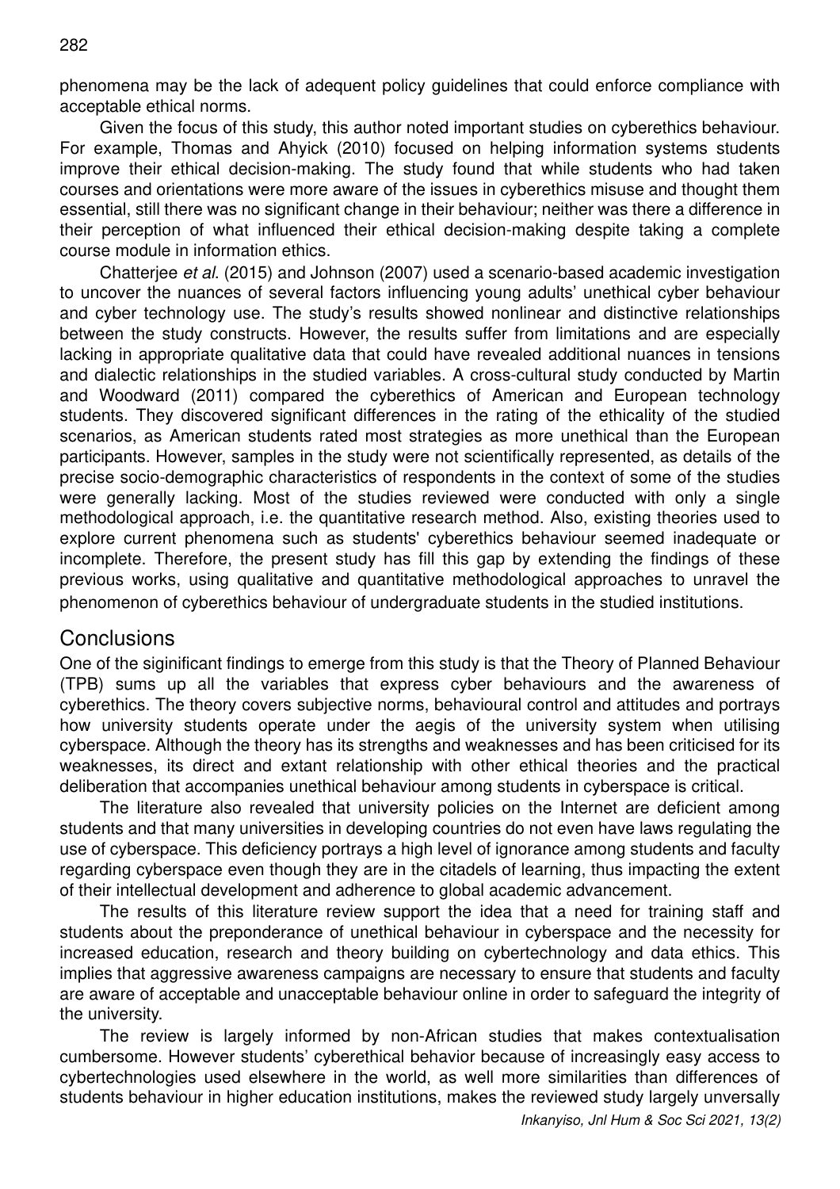phenomena may be the lack of adequent policy guidelines that could enforce compliance with acceptable ethical norms.

Given the focus of this study, this author noted important studies on cyberethics behaviour. For example, Thomas and Ahyick (2010) focused on helping information systems students improve their ethical decision-making. The study found that while students who had taken courses and orientations were more aware of the issues in cyberethics misuse and thought them essential, still there was no significant change in their behaviour; neither was there a difference in their perception of what influenced their ethical decision-making despite taking a complete course module in information ethics.

Chatterjee *et al*. (2015) and Johnson (2007) used a scenario-based academic investigation to uncover the nuances of several factors influencing young adults' unethical cyber behaviour and cyber technology use. The study's results showed nonlinear and distinctive relationships between the study constructs. However, the results suffer from limitations and are especially lacking in appropriate qualitative data that could have revealed additional nuances in tensions and dialectic relationships in the studied variables. A cross-cultural study conducted by Martin and Woodward (2011) compared the cyberethics of American and European technology students. They discovered significant differences in the rating of the ethicality of the studied scenarios, as American students rated most strategies as more unethical than the European participants. However, samples in the study were not scientifically represented, as details of the precise socio-demographic characteristics of respondents in the context of some of the studies were generally lacking. Most of the studies reviewed were conducted with only a single methodological approach, i.e. the quantitative research method. Also, existing theories used to explore current phenomena such as students' cyberethics behaviour seemed inadequate or incomplete. Therefore, the present study has fill this gap by extending the findings of these previous works, using qualitative and quantitative methodological approaches to unravel the phenomenon of cyberethics behaviour of undergraduate students in the studied institutions.

## Conclusions

One of the siginificant findings to emerge from this study is that the Theory of Planned Behaviour (TPB) sums up all the variables that express cyber behaviours and the awareness of cyberethics. The theory covers subjective norms, behavioural control and attitudes and portrays how university students operate under the aegis of the university system when utilising cyberspace. Although the theory has its strengths and weaknesses and has been criticised for its weaknesses, its direct and extant relationship with other ethical theories and the practical deliberation that accompanies unethical behaviour among students in cyberspace is critical.

The literature also revealed that university policies on the Internet are deficient among students and that many universities in developing countries do not even have laws regulating the use of cyberspace. This deficiency portrays a high level of ignorance among students and faculty regarding cyberspace even though they are in the citadels of learning, thus impacting the extent of their intellectual development and adherence to global academic advancement.

The results of this literature review support the idea that a need for training staff and students about the preponderance of unethical behaviour in cyberspace and the necessity for increased education, research and theory building on cybertechnology and data ethics. This implies that aggressive awareness campaigns are necessary to ensure that students and faculty are aware of acceptable and unacceptable behaviour online in order to safeguard the integrity of the university.

The review is largely informed by non-African studies that makes contextualisation cumbersome. However students' cyberethical behavior because of increasingly easy access to cybertechnologies used elsewhere in the world, as well more similarities than differences of students behaviour in higher education institutions, makes the reviewed study largely unversally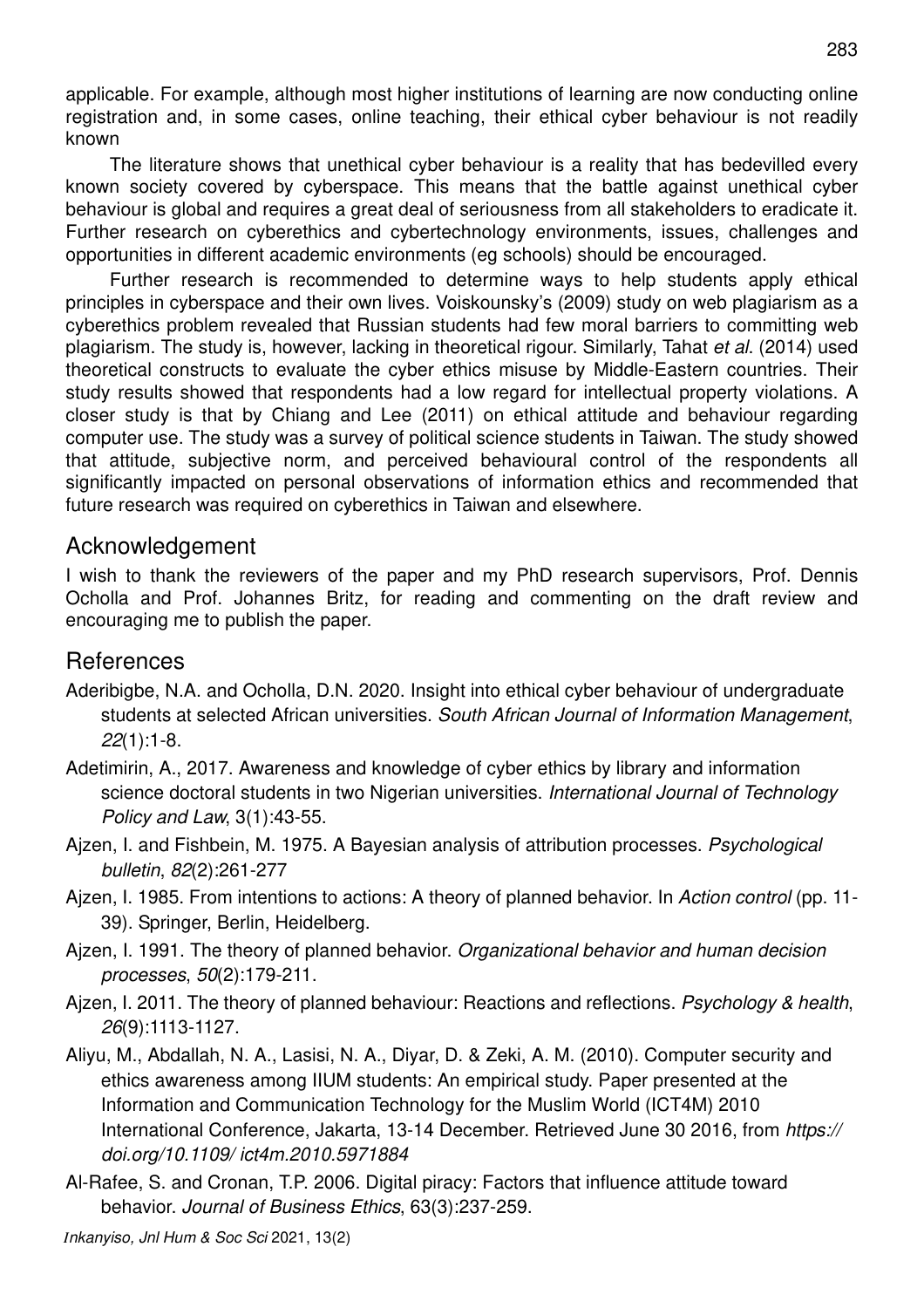applicable. For example, although most higher institutions of learning are now conducting online registration and, in some cases, online teaching, their ethical cyber behaviour is not readily known

The literature shows that unethical cyber behaviour is a reality that has bedevilled every known society covered by cyberspace. This means that the battle against unethical cyber behaviour is global and requires a great deal of seriousness from all stakeholders to eradicate it. Further research on cyberethics and cybertechnology environments, issues, challenges and opportunities in different academic environments (eg schools) should be encouraged.

Further research is recommended to determine ways to help students apply ethical principles in cyberspace and their own lives. Voiskounsky's (2009) study on web plagiarism as a cyberethics problem revealed that Russian students had few moral barriers to committing web plagiarism. The study is, however, lacking in theoretical rigour. Similarly, Tahat *et al*. (2014) used theoretical constructs to evaluate the cyber ethics misuse by Middle-Eastern countries. Their study results showed that respondents had a low regard for intellectual property violations. A closer study is that by Chiang and Lee (2011) on ethical attitude and behaviour regarding computer use. The study was a survey of political science students in Taiwan. The study showed that attitude, subjective norm, and perceived behavioural control of the respondents all significantly impacted on personal observations of information ethics and recommended that future research was required on cyberethics in Taiwan and elsewhere.

## Acknowledgement

I wish to thank the reviewers of the paper and my PhD research supervisors, Prof. Dennis Ocholla and Prof. Johannes Britz, for reading and commenting on the draft review and encouraging me to publish the paper.

## References

Aderibigbe, N.A. and Ocholla, D.N. 2020. Insight into ethical cyber behaviour of undergraduate students at selected African universities. *South African Journal of Information Management*, *22*(1):1-8.

Adetimirin, A., 2017. Awareness and knowledge of cyber ethics by library and information science doctoral students in two Nigerian universities. *International Journal of Technology Policy and Law*, 3(1):43-55.

Ajzen, I. and Fishbein, M. 1975. A Bayesian analysis of attribution processes. *Psychological bulletin*, *82*(2):261-277

Ajzen, I. 1985. From intentions to actions: A theory of planned behavior. In *Action control* (pp. 11-39). Springer, Berlin, Heidelberg.

Ajzen, I. 1991. The theory of planned behavior. *Organizational behavior and human decision processes*, *50*(2):179-211.

Ajzen, I. 2011. The theory of planned behaviour: Reactions and reflections. *Psychology & health*, *26*(9):1113-1127.

Aliyu, M., Abdallah, N. A., Lasisi, N. A., Diyar, D. & Zeki, A. M. (2010). Computer security and ethics awareness among IIUM students: An empirical study. Paper presented at the Information and Communication Technology for the Muslim World (ICT4M) 2010 International Conference, Jakarta, 13-14 December. Retrieved June 30 2016, from *https://doi.org/10.1109/ ict4m.2010.5971884*

Al-Rafee, S. and Cronan, T.P. 2006. Digital piracy: Factors that influence attitude toward behavior. *Journal of Business Ethics*, 63(3):237-259.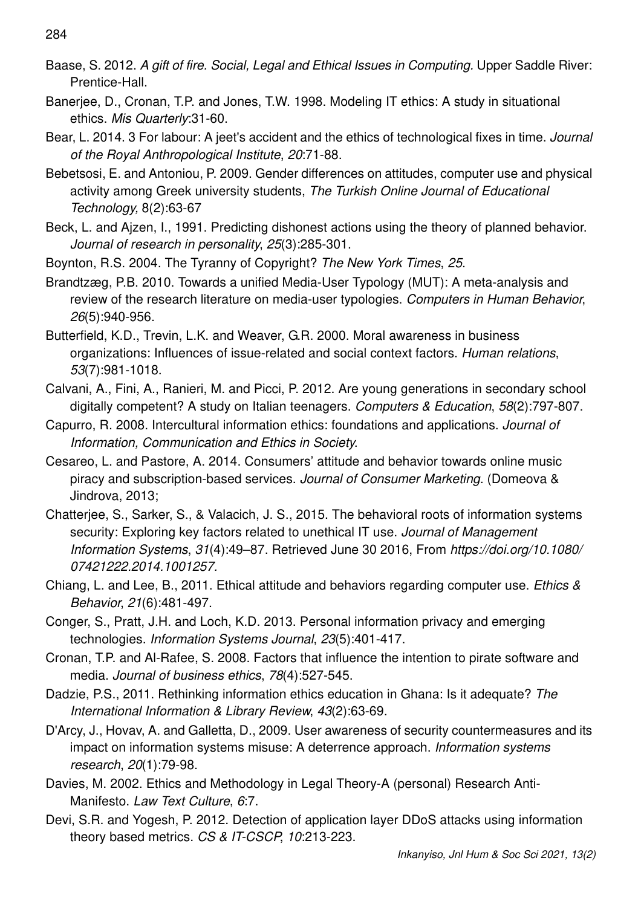Baase, S. 2012. *A gift of fire. Social, Legal and Ethical Issues in Computing.* Upper Saddle River: Prentice-Hall.

Banerjee, D., Cronan, T.P. and Jones, T.W. 1998. Modeling IT ethics: A study in situational ethics. *Mis Quarterly*:31-60.

Bear, L. 2014. 3 For labour: A jeet's accident and the ethics of technological fixes in time. *Journal of the Royal Anthropological Institute*, *20*:71-88.

Bebetsosi, E. and Antoniou, P. 2009. Gender differences on attitudes, computer use and physical activity among Greek university students, *The Turkish Online Journal of Educational Technology,* 8(2):63-67

Beck, L. and Ajzen, I., 1991. Predicting dishonest actions using the theory of planned behavior. *Journal of research in personality*, *25*(3):285-301.

Boynton, R.S. 2004. The Tyranny of Copyright? *The New York Times*, *25*.

Brandtzæg, P.B. 2010. Towards a unified Media-User Typology (MUT): A meta-analysis and review of the research literature on media-user typologies. *Computers in Human Behavior*, *26*(5):940-956.

Butterfield, K.D., Trevin, L.K. and Weaver, G.R. 2000. Moral awareness in business organizations: Influences of issue-related and social context factors. *Human relations*, *53*(7):981-1018.

Calvani, A., Fini, A., Ranieri, M. and Picci, P. 2012. Are young generations in secondary school digitally competent? A study on Italian teenagers. *Computers & Education*, *58*(2):797-807.

Capurro, R. 2008. Intercultural information ethics: foundations and applications. *Journal of Information, Communication and Ethics in Society*.

Cesareo, L. and Pastore, A. 2014. Consumers' attitude and behavior towards online music piracy and subscription-based services. *Journal of Consumer Marketing*. (Domeova & Jindrova, 2013;

Chatterjee, S., Sarker, S., & Valacich, J. S., 2015. The behavioral roots of information systems security: Exploring key factors related to unethical IT use. *Journal of Management Information Systems*, *31*(4):49–87. Retrieved June 30 2016, From *https://doi.org/10.1080/07421222.2014.1001257.*

Chiang, L. and Lee, B., 2011. Ethical attitude and behaviors regarding computer use. *Ethics & Behavior*, *21*(6):481-497.

Conger, S., Pratt, J.H. and Loch, K.D. 2013. Personal information privacy and emerging technologies. *Information Systems Journal*, *23*(5):401-417.

Cronan, T.P. and Al-Rafee, S. 2008. Factors that influence the intention to pirate software and media. *Journal of business ethics*, *78*(4):527-545.

Dadzie, P.S., 2011. Rethinking information ethics education in Ghana: Is it adequate? *The International Information & Library Review*, *43*(2):63-69.

D'Arcy, J., Hovav, A. and Galletta, D., 2009. User awareness of security countermeasures and its impact on information systems misuse: A deterrence approach. *Information systems research*, *20*(1):79-98.

Davies, M. 2002. Ethics and Methodology in Legal Theory-A (personal) Research Anti-Manifesto. *Law Text Culture*, *6*:7.

Devi, S.R. and Yogesh, P. 2012. Detection of application layer DDoS attacks using information theory based metrics. *CS & IT-CSCP*, *10*:213-223.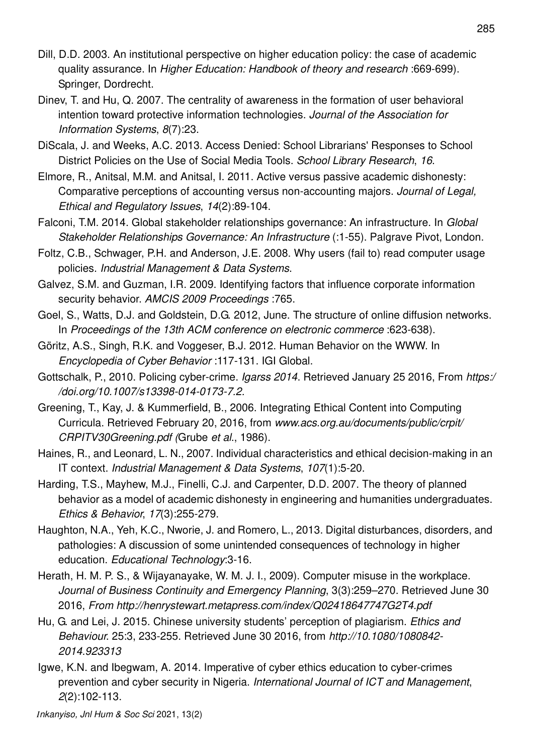Dill, D.D. 2003. An institutional perspective on higher education policy: the case of academic quality assurance. In *Higher Education: Handbook of theory and research* :669-699). Springer, Dordrecht.

Dinev, T. and Hu, Q. 2007. The centrality of awareness in the formation of user behavioral intention toward protective information technologies. *Journal of the Association for Information Systems*, *8*(7):23.

DiScala, J. and Weeks, A.C. 2013. Access Denied: School Librarians' Responses to School District Policies on the Use of Social Media Tools. *School Library Research*, *16*.

Elmore, R., Anitsal, M.M. and Anitsal, I. 2011. Active versus passive academic dishonesty: Comparative perceptions of accounting versus non-accounting majors. *Journal of Legal, Ethical and Regulatory Issues*, *14*(2):89-104.

Falconi, T.M. 2014. Global stakeholder relationships governance: An infrastructure. In *Global Stakeholder Relationships Governance: An Infrastructure* (:1-55). Palgrave Pivot, London.

Foltz, C.B., Schwager, P.H. and Anderson, J.E. 2008. Why users (fail to) read computer usage policies. *Industrial Management & Data Systems*.

Galvez, S.M. and Guzman, I.R. 2009. Identifying factors that influence corporate information security behavior. *AMCIS 2009 Proceedings* :765.

Goel, S., Watts, D.J. and Goldstein, D.G. 2012, June. The structure of online diffusion networks. In *Proceedings of the 13th ACM conference on electronic commerce* :623-638).

Göritz, A.S., Singh, R.K. and Voggeser, B.J. 2012. Human Behavior on the WWW. In *Encyclopedia of Cyber Behavior* :117-131. IGI Global.

Gottschalk, P., 2010. Policing cyber-crime. *Igarss 2014*. Retrieved January 25 2016, From *https://doi.org/10.1007/s13398-014-0173-7.2.*

Greening, T., Kay, J. & Kummerfield, B., 2006. Integrating Ethical Content into Computing Curricula. Retrieved February 20, 2016, from *www.acs.org.au/documents/public/crpit/CRPITV30Greening.pdf (*Grube *et al*., 1986).

Haines, R., and Leonard, L. N., 2007. Individual characteristics and ethical decision-making in an IT context. *Industrial Management & Data Systems*, *107*(1):5-20.

Harding, T.S., Mayhew, M.J., Finelli, C.J. and Carpenter, D.D. 2007. The theory of planned behavior as a model of academic dishonesty in engineering and humanities undergraduates. *Ethics & Behavior*, *17*(3):255-279.

Haughton, N.A., Yeh, K.C., Nworie, J. and Romero, L., 2013. Digital disturbances, disorders, and pathologies: A discussion of some unintended consequences of technology in higher education. *Educational Technology*:3-16.

Herath, H. M. P. S., & Wijayanayake, W. M. J. I., 2009). Computer misuse in the workplace. *Journal of Business Continuity and Emergency Planning*, 3(3):259–270. Retrieved June 30 2016, *From http://henrystewart.metapress.com/index/Q02418647747G2T4.pdf*

Hu, G. and Lei, J. 2015. Chinese university students' perception of plagiarism. *Ethics and Behaviour*. 25:3, 233-255. Retrieved June 30 2016, from *http://10.1080/1080842-2014.923313*

Igwe, K.N. and Ibegwam, A. 2014. Imperative of cyber ethics education to cyber-crimes prevention and cyber security in Nigeria. *International Journal of ICT and Management*, *2*(2):102-113.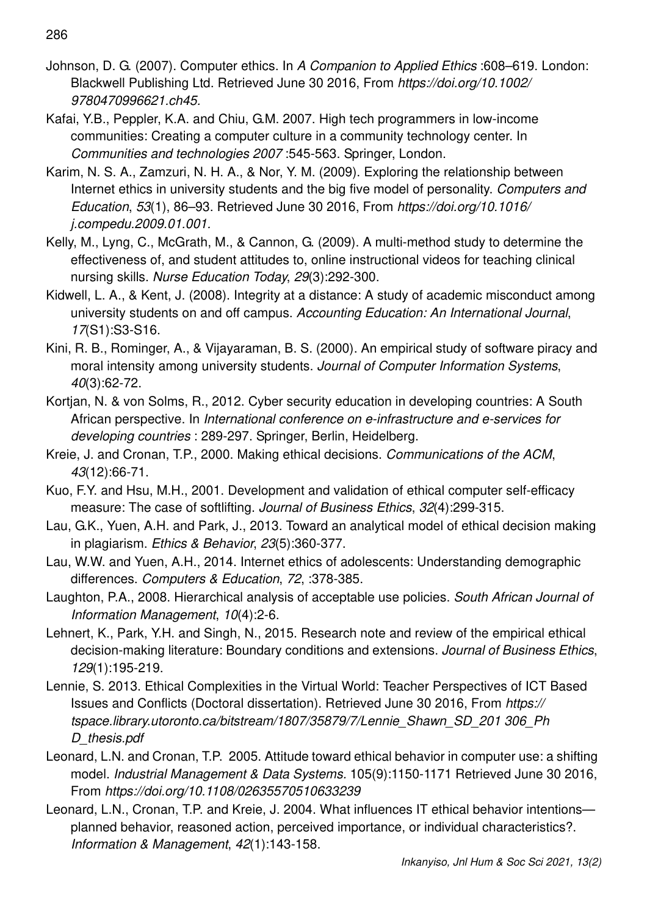Johnson, D. G. (2007). Computer ethics. In *A Companion to Applied Ethics* :608–619. London: Blackwell Publishing Ltd. Retrieved June 30 2016, From *https://doi.org/10.1002/9780470996621.ch45.*

Kafai, Y.B., Peppler, K.A. and Chiu, G.M. 2007. High tech programmers in low-income communities: Creating a computer culture in a community technology center. In *Communities and technologies 2007* :545-563. Springer, London.

Karim, N. S. A., Zamzuri, N. H. A., & Nor, Y. M. (2009). Exploring the relationship between Internet ethics in university students and the big five model of personality. *Computers and Education*, *53*(1), 86–93. Retrieved June 30 2016, From *https://doi.org/10.1016/j.compedu.2009.01.001.*

Kelly, M., Lyng, C., McGrath, M., & Cannon, G. (2009). A multi-method study to determine the effectiveness of, and student attitudes to, online instructional videos for teaching clinical nursing skills. *Nurse Education Today*, *29*(3):292-300.

Kidwell, L. A., & Kent, J. (2008). Integrity at a distance: A study of academic misconduct among university students on and off campus. *Accounting Education: An International Journal*, *17*(S1):S3-S16.

Kini, R. B., Rominger, A., & Vijayaraman, B. S. (2000). An empirical study of software piracy and moral intensity among university students. *Journal of Computer Information Systems*, *40*(3):62-72.

Kortjan, N. & von Solms, R., 2012. Cyber security education in developing countries: A South African perspective. In *International conference on e-infrastructure and e-services for developing countries* : 289-297. Springer, Berlin, Heidelberg.

Kreie, J. and Cronan, T.P., 2000. Making ethical decisions. *Communications of the ACM*, *43*(12):66-71.

Kuo, F.Y. and Hsu, M.H., 2001. Development and validation of ethical computer self-efficacy measure: The case of softlifting. *Journal of Business Ethics*, *32*(4):299-315.

Lau, G.K., Yuen, A.H. and Park, J., 2013. Toward an analytical model of ethical decision making in plagiarism. *Ethics & Behavior*, *23*(5):360-377.

Lau, W.W. and Yuen, A.H., 2014. Internet ethics of adolescents: Understanding demographic differences. *Computers & Education*, *72*, :378-385.

Laughton, P.A., 2008. Hierarchical analysis of acceptable use policies. *South African Journal of Information Management*, *10*(4):2-6.

Lehnert, K., Park, Y.H. and Singh, N., 2015. Research note and review of the empirical ethical decision-making literature: Boundary conditions and extensions. *Journal of Business Ethics*, *129*(1):195-219.

Lennie, S. 2013. Ethical Complexities in the Virtual World: Teacher Perspectives of ICT Based Issues and Conflicts (Doctoral dissertation). Retrieved June 30 2016, From *https://tspace.library.utoronto.ca/bitstream/1807/35879/7/Lennie_Shawn_SD_201 306_PhD_thesis.pdf*

Leonard, L.N. and Cronan, T.P. 2005. Attitude toward ethical behavior in computer use: a shifting model. *Industrial Management & Data Systems.* 105(9):1150-1171 Retrieved June 30 2016, From *https://doi.org/10.1108/02635570510633239*

Leonard, L.N., Cronan, T.P. and Kreie, J. 2004. What influences IT ethical behavior intentions—planned behavior, reasoned action, perceived importance, or individual characteristics?. *Information & Management*, *42*(1):143-158.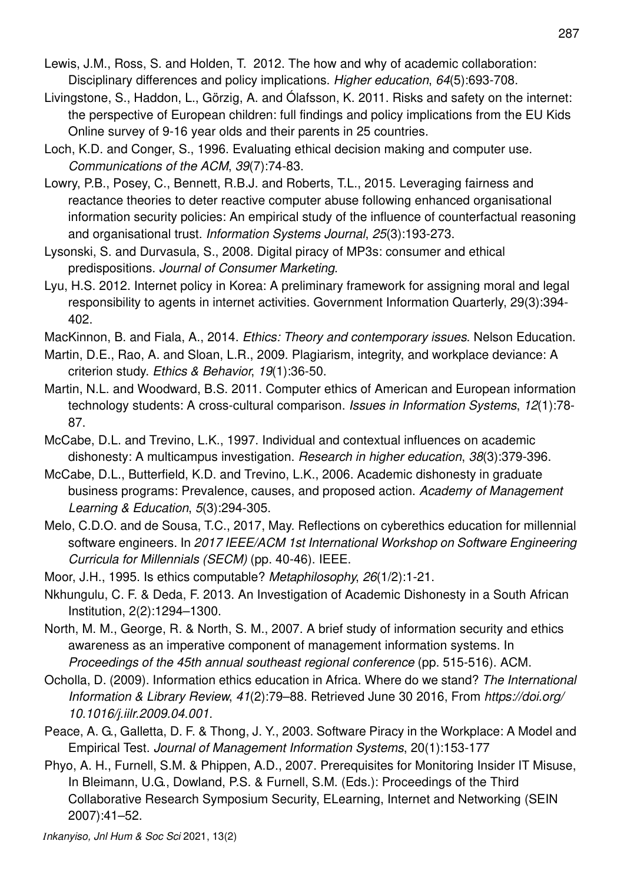Lewis, J.M., Ross, S. and Holden, T. 2012. The how and why of academic collaboration: Disciplinary differences and policy implications. *Higher education*, *64*(5):693-708.

Livingstone, S., Haddon, L., Görzig, A. and Ólafsson, K. 2011. Risks and safety on the internet: the perspective of European children: full findings and policy implications from the EU Kids Online survey of 9-16 year olds and their parents in 25 countries.

Loch, K.D. and Conger, S., 1996. Evaluating ethical decision making and computer use. *Communications of the ACM*, *39*(7):74-83.

Lowry, P.B., Posey, C., Bennett, R.B.J. and Roberts, T.L., 2015. Leveraging fairness and reactance theories to deter reactive computer abuse following enhanced organisational information security policies: An empirical study of the influence of counterfactual reasoning and organisational trust. *Information Systems Journal*, *25*(3):193-273.

Lysonski, S. and Durvasula, S., 2008. Digital piracy of MP3s: consumer and ethical predispositions. *Journal of Consumer Marketing*.

Lyu, H.S. 2012. Internet policy in Korea: A preliminary framework for assigning moral and legal responsibility to agents in internet activities. Government Information Quarterly, 29(3):394-402.

MacKinnon, B. and Fiala, A., 2014. *Ethics: Theory and contemporary issues*. Nelson Education.

Martin, D.E., Rao, A. and Sloan, L.R., 2009. Plagiarism, integrity, and workplace deviance: A criterion study. *Ethics & Behavior*, *19*(1):36-50.

Martin, N.L. and Woodward, B.S. 2011. Computer ethics of American and European information technology students: A cross-cultural comparison. *Issues in Information Systems*, *12*(1):78-87.

McCabe, D.L. and Trevino, L.K., 1997. Individual and contextual influences on academic dishonesty: A multicampus investigation. *Research in higher education*, *38*(3):379-396.

McCabe, D.L., Butterfield, K.D. and Trevino, L.K., 2006. Academic dishonesty in graduate business programs: Prevalence, causes, and proposed action. *Academy of Management Learning & Education*, *5*(3):294-305.

Melo, C.D.O. and de Sousa, T.C., 2017, May. Reflections on cyberethics education for millennial software engineers. In *2017 IEEE/ACM 1st International Workshop on Software Engineering Curricula for Millennials (SECM)* (pp. 40-46). IEEE.

Moor, J.H., 1995. Is ethics computable? *Metaphilosophy*, *26*(1/2):1-21.

Nkhungulu, C. F. & Deda, F. 2013. An Investigation of Academic Dishonesty in a South African Institution, 2(2):1294–1300.

North, M. M., George, R. & North, S. M., 2007. A brief study of information security and ethics awareness as an imperative component of management information systems. In *Proceedings of the 45th annual southeast regional conference* (pp. 515-516). ACM.

Ocholla, D. (2009). Information ethics education in Africa. Where do we stand? *The International Information & Library Review*, *41*(2):79–88. Retrieved June 30 2016, From *https://doi.org/10.1016/j.iilr.2009.04.001.*

Peace, A. G., Galletta, D. F. & Thong, J. Y., 2003. Software Piracy in the Workplace: A Model and Empirical Test. *Journal of Management Information Systems*, 20(1):153-177

Phyo, A. H., Furnell, S.M. & Phippen, A.D., 2007. Prerequisites for Monitoring Insider IT Misuse, In Bleimann, U.G., Dowland, P.S. & Furnell, S.M. (Eds.): Proceedings of the Third Collaborative Research Symposium Security, ELearning, Internet and Networking (SEIN 2007):41–52.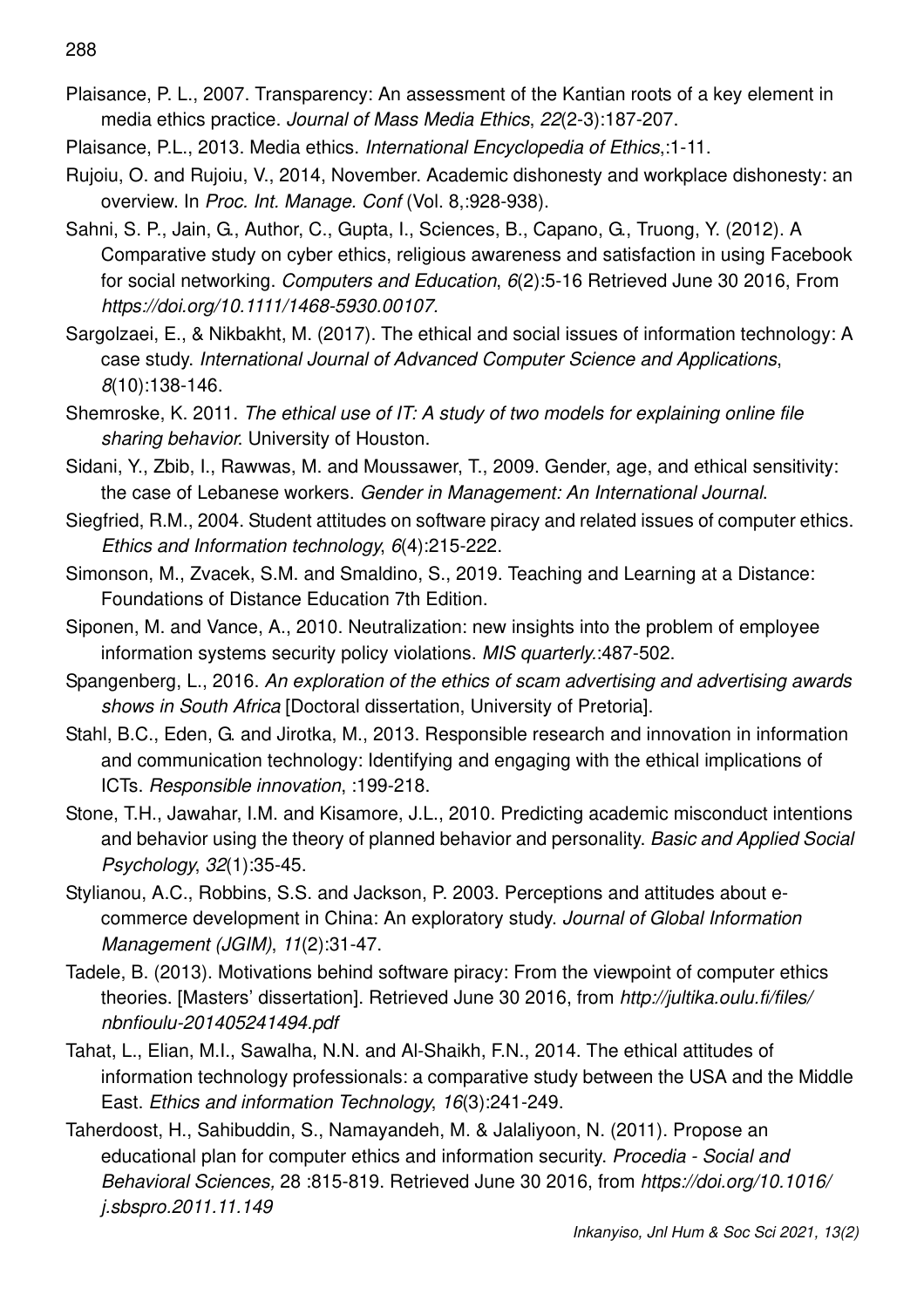Plaisance, P. L., 2007. Transparency: An assessment of the Kantian roots of a key element in media ethics practice. *Journal of Mass Media Ethics*, *22*(2-3):187-207.

Plaisance, P.L., 2013. Media ethics. *International Encyclopedia of Ethics*,:1-11.

Rujoiu, O. and Rujoiu, V., 2014, November. Academic dishonesty and workplace dishonesty: an overview. In *Proc. Int. Manage. Conf* (Vol. 8,:928-938).

Sahni, S. P., Jain, G., Author, C., Gupta, I., Sciences, B., Capano, G., Truong, Y. (2012). A Comparative study on cyber ethics, religious awareness and satisfaction in using Facebook for social networking. *Computers and Education*, *6*(2):5-16 Retrieved June 30 2016, From *https://doi.org/10.1111/1468-5930.00107.*

Sargolzaei, E., & Nikbakht, M. (2017). The ethical and social issues of information technology: A case study. *International Journal of Advanced Computer Science and Applications*, *8*(10):138-146.

Shemroske, K. 2011. *The ethical use of IT: A study of two models for explaining online file sharing behavior*. University of Houston.

Sidani, Y., Zbib, I., Rawwas, M. and Moussawer, T., 2009. Gender, age, and ethical sensitivity: the case of Lebanese workers. *Gender in Management: An International Journal*.

Siegfried, R.M., 2004. Student attitudes on software piracy and related issues of computer ethics. *Ethics and Information technology*, *6*(4):215-222.

Simonson, M., Zvacek, S.M. and Smaldino, S., 2019. Teaching and Learning at a Distance: Foundations of Distance Education 7th Edition.

Siponen, M. and Vance, A., 2010. Neutralization: new insights into the problem of employee information systems security policy violations. *MIS quarterly.*:487-502.

Spangenberg, L., 2016. *An exploration of the ethics of scam advertising and advertising awards shows in South Africa* [Doctoral dissertation, University of Pretoria].

Stahl, B.C., Eden, G. and Jirotka, M., 2013. Responsible research and innovation in information and communication technology: Identifying and engaging with the ethical implications of ICTs. *Responsible innovation*, :199-218.

Stone, T.H., Jawahar, I.M. and Kisamore, J.L., 2010. Predicting academic misconduct intentions and behavior using the theory of planned behavior and personality. *Basic and Applied Social Psychology*, *32*(1):35-45.

Stylianou, A.C., Robbins, S.S. and Jackson, P. 2003. Perceptions and attitudes about e-commerce development in China: An exploratory study. *Journal of Global Information Management (JGIM)*, *11*(2):31-47.

Tadele, B. (2013). Motivations behind software piracy: From the viewpoint of computer ethics theories. [Masters' dissertation]. Retrieved June 30 2016, from *http://jultika.oulu.fi/files/nbnfioulu-201405241494.pdf*

Tahat, L., Elian, M.I., Sawalha, N.N. and Al-Shaikh, F.N., 2014. The ethical attitudes of information technology professionals: a comparative study between the USA and the Middle East. *Ethics and information Technology*, *16*(3):241-249.

Taherdoost, H., Sahibuddin, S., Namayandeh, M. & Jalaliyoon, N. (2011). Propose an educational plan for computer ethics and information security. *Procedia - Social and Behavioral Sciences,* 28 :815-819. Retrieved June 30 2016, from *https://doi.org/10.1016/j.sbspro.2011.11.149*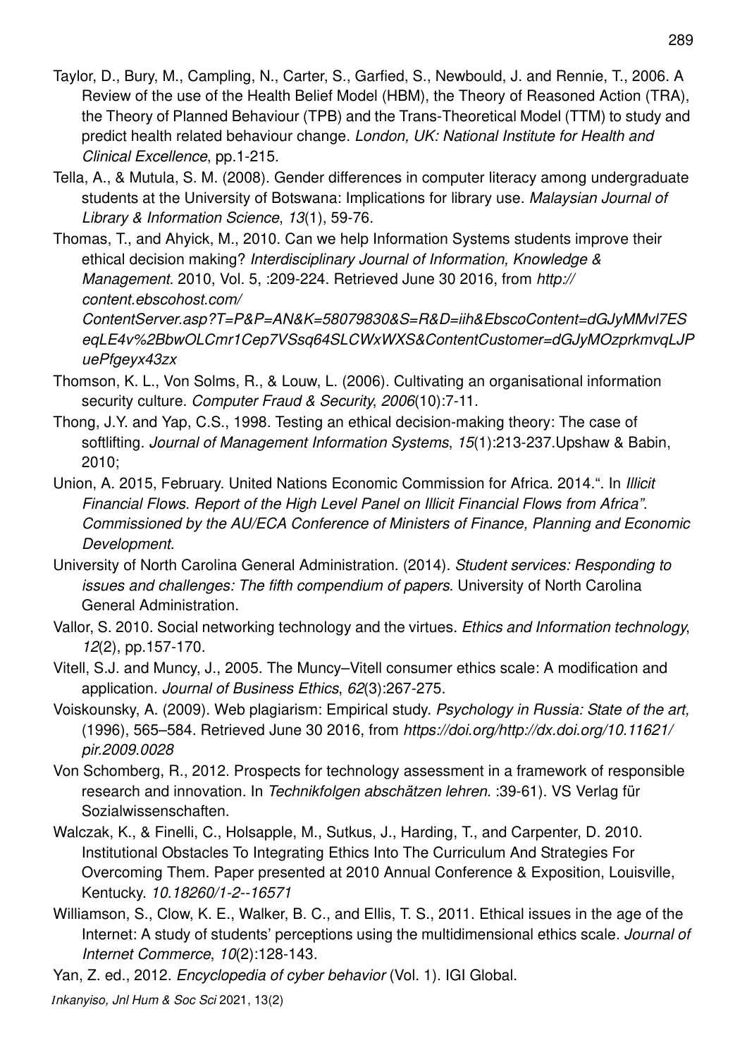Taylor, D., Bury, M., Campling, N., Carter, S., Garfied, S., Newbould, J. and Rennie, T., 2006. A Review of the use of the Health Belief Model (HBM), the Theory of Reasoned Action (TRA), the Theory of Planned Behaviour (TPB) and the Trans-Theoretical Model (TTM) to study and predict health related behaviour change. *London, UK: National Institute for Health and Clinical Excellence*, pp.1-215.

Tella, A., & Mutula, S. M. (2008). Gender differences in computer literacy among undergraduate students at the University of Botswana: Implications for library use. *Malaysian Journal of Library & Information Science*, *13*(1), 59-76.

Thomas, T., and Ahyick, M., 2010. Can we help Information Systems students improve their ethical decision making? *Interdisciplinary Journal of Information, Knowledge & Management*. 2010, Vol. 5, :209-224. Retrieved June 30 2016, from *http://content.ebscohost.com/ContentServer.asp?T=P&P=AN&K=58079830&S=R&D=iih&EbscoContent=dGJyMMvl7ESeqLE4v%2BbwOLCmr1Cep7VSsq64SLCWxWXS&ContentCustomer=dGJyMOzprkmvqLJPuePfgeyx43zx*

Thomson, K. L., Von Solms, R., & Louw, L. (2006). Cultivating an organisational information security culture. *Computer Fraud & Security*, *2006*(10):7-11.

Thong, J.Y. and Yap, C.S., 1998. Testing an ethical decision-making theory: The case of softlifting. *Journal of Management Information Systems*, *15*(1):213-237.Upshaw & Babin, 2010;

Union, A. 2015, February. United Nations Economic Commission for Africa. 2014.". In *Illicit Financial Flows. Report of the High Level Panel on Illicit Financial Flows from Africa". Commissioned by the AU/ECA Conference of Ministers of Finance, Planning and Economic Development*.

University of North Carolina General Administration. (2014). *Student services: Responding to issues and challenges: The fifth compendium of papers*. University of North Carolina General Administration.

Vallor, S. 2010. Social networking technology and the virtues. *Ethics and Information technology*, *12*(2), pp.157-170.

Vitell, S.J. and Muncy, J., 2005. The Muncy–Vitell consumer ethics scale: A modification and application. *Journal of Business Ethics*, *62*(3):267-275.

Voiskounsky, A. (2009). Web plagiarism: Empirical study. *Psychology in Russia: State of the art,* (1996), 565–584. Retrieved June 30 2016, from *https://doi.org/http://dx.doi.org/10.11621/pir.2009.0028*

Von Schomberg, R., 2012. Prospects for technology assessment in a framework of responsible research and innovation. In *Technikfolgen abschätzen lehren*. :39-61). VS Verlag für Sozialwissenschaften.

Walczak, K., & Finelli, C., Holsapple, M., Sutkus, J., Harding, T., and Carpenter, D. 2010. Institutional Obstacles To Integrating Ethics Into The Curriculum And Strategies For Overcoming Them. Paper presented at 2010 Annual Conference & Exposition, Louisville, Kentucky. *10.18260/1-2--16571*

Williamson, S., Clow, K. E., Walker, B. C., and Ellis, T. S., 2011. Ethical issues in the age of the Internet: A study of students' perceptions using the multidimensional ethics scale. *Journal of Internet Commerce*, *10*(2):128-143.

Yan, Z. ed., 2012. *Encyclopedia of cyber behavior* (Vol. 1). IGI Global.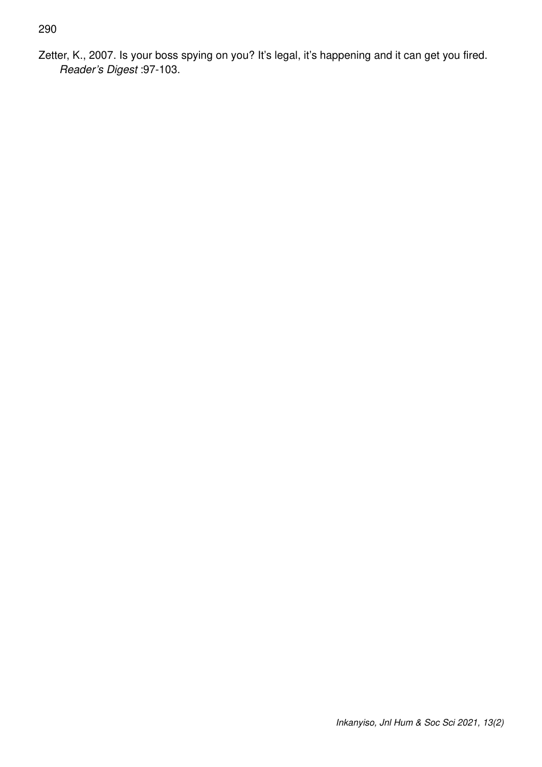Zetter, K., 2007. Is your boss spying on you? It's legal, it's happening and it can get you fired. *Reader's Digest* :97-103.